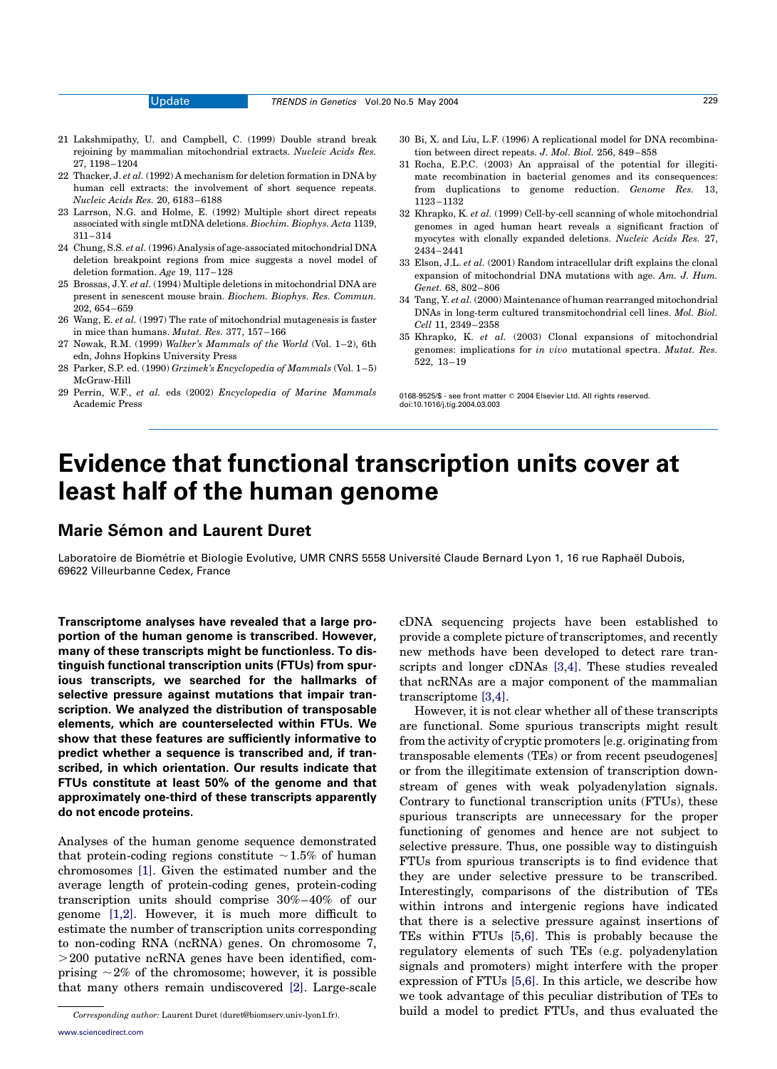21 Lakshmipathy, U. and Campbell, C. (1999) Double strand break rejoining by mammalian mitochondrial extracts. *Nucleic Acids Res.* 27, 1198–1204

22 Thacker, J. *et al.* (1992) A mechanism for deletion formation in DNA by human cell extracts: the involvement of short sequence repeats. *Nucleic Acids Res.* 20, 6183–6188

23 Larrson, N.G. and Holme, E. (1992) Multiple short direct repeats associated with single mtDNA deletions. *Biochim. Biophys. Acta* 1139, 311–314

24 Chung, S.S. *et al.* (1996) Analysis of age-associated mitochondrial DNA deletion breakpoint regions from mice suggests a novel model of deletion formation. *Age* 19, 117–128

25 Brossas, J.Y. *et al.* (1994) Multiple deletions in mitochondrial DNA are present in senescent mouse brain. *Biochem. Biophys. Res. Commun.* 202, 654–659

26 Wang, E. *et al.* (1997) The rate of mitochondrial mutagenesis is faster in mice than humans. *Mutat. Res.* 377, 157–166

27 Nowak, R.M. (1999) *Walker's Mammals of the World* (Vol. 1–2), 6th edn, Johns Hopkins University Press

28 Parker, S.P. ed. (1990) *Grzimek's Encyclopedia of Mammals* (Vol. 1–5) McGraw-Hill

29 Perrin, W.F., *et al.* eds (2002) *Encyclopedia of Marine Mammals* Academic Press

30 Bi, X. and Liu, L.F. (1996) A replicational model for DNA recombination between direct repeats. *J. Mol. Biol.* 256, 849–858

31 Rocha, E.P.C. (2003) An appraisal of the potential for illegitimate recombination in bacterial genomes and its consequences: from duplications to genome reduction. *Genome Res.* 13, 1123–1132

32 Khrapko, K. *et al.* (1999) Cell-by-cell scanning of whole mitochondrial genomes in aged human heart reveals a significant fraction of myocytes with clonally expanded deletions. *Nucleic Acids Res.* 27, 2434–2441

33 Elson, J.L. *et al.* (2001) Random intracellular drift explains the clonal expansion of mitochondrial DNA mutations with age. *Am. J. Hum. Genet.* 68, 802–806

34 Tang, Y. *et al.* (2000) Maintenance of human rearranged mitochondrial DNAs in long-term cultured transmitochondrial cell lines. *Mol. Biol. Cell* 11, 2349–2358

35 Khrapko, K. *et al.* (2003) Clonal expansions of mitochondrial genomes: implications for *in vivo* mutational spectra. *Mutat. Res.* 522, 13–19

0168-9525/$ - see front matter © 2004 Elsevier Ltd. All rights reserved.
doi:10.1016/j.tig.2004.03.003

# Evidence that functional transcription units cover at least half of the human genome

## Marie Sémon and Laurent Duret

Laboratoire de Biométrie et Biologie Evolutive, UMR CNRS 5558 Université Claude Bernard Lyon 1, 16 rue Raphaël Dubois, 69622 Villeurbanne Cedex, France

**Transcriptome analyses have revealed that a large proportion of the human genome is transcribed. However, many of these transcripts might be functionless. To distinguish functional transcription units (FTUs) from spurious transcripts, we searched for the hallmarks of selective pressure against mutations that impair transcription. We analyzed the distribution of transposable elements, which are counterselected within FTUs. We show that these features are sufficiently informative to predict whether a sequence is transcribed and, if transcribed, in which orientation. Our results indicate that FTUs constitute at least 50% of the genome and that approximately one-third of these transcripts apparently do not encode proteins.**

Analyses of the human genome sequence demonstrated that protein-coding regions constitute ~1.5% of human chromosomes [1]. Given the estimated number and the average length of protein-coding genes, protein-coding transcription units should comprise 30%–40% of our genome [1,2]. However, it is much more difficult to estimate the number of transcription units corresponding to non-coding RNA (ncRNA) genes. On chromosome 7, >200 putative ncRNA genes have been identified, comprising ~2% of the chromosome; however, it is possible that many others remain undiscovered [2]. Large-scale cDNA sequencing projects have been established to provide a complete picture of transcriptomes, and recently new methods have been developed to detect rare transcripts and longer cDNAs [3,4]. These studies revealed that ncRNAs are a major component of the mammalian transcriptome [3,4].

However, it is not clear whether all of these transcripts are functional. Some spurious transcripts might result from the activity of cryptic promoters [e.g. originating from transposable elements (TEs) or from recent pseudogenes] or from the illegitimate extension of transcription downstream of genes with weak polyadenylation signals. Contrary to functional transcription units (FTUs), these spurious transcripts are unnecessary for the proper functioning of genomes and hence are not subject to selective pressure. Thus, one possible way to distinguish FTUs from spurious transcripts is to find evidence that they are under selective pressure to be transcribed. Interestingly, comparisons of the distribution of TEs within introns and intergenic regions have indicated that there is a selective pressure against insertions of TEs within FTUs [5,6]. This is probably because the regulatory elements of such TEs (e.g. polyadenylation signals and promoters) might interfere with the proper expression of FTUs [5,6]. In this article, we describe how we took advantage of this peculiar distribution of TEs to build a model to predict FTUs, and thus evaluated the

Corresponding author: Laurent Duret (duret@biomserv.univ-lyon1.fr).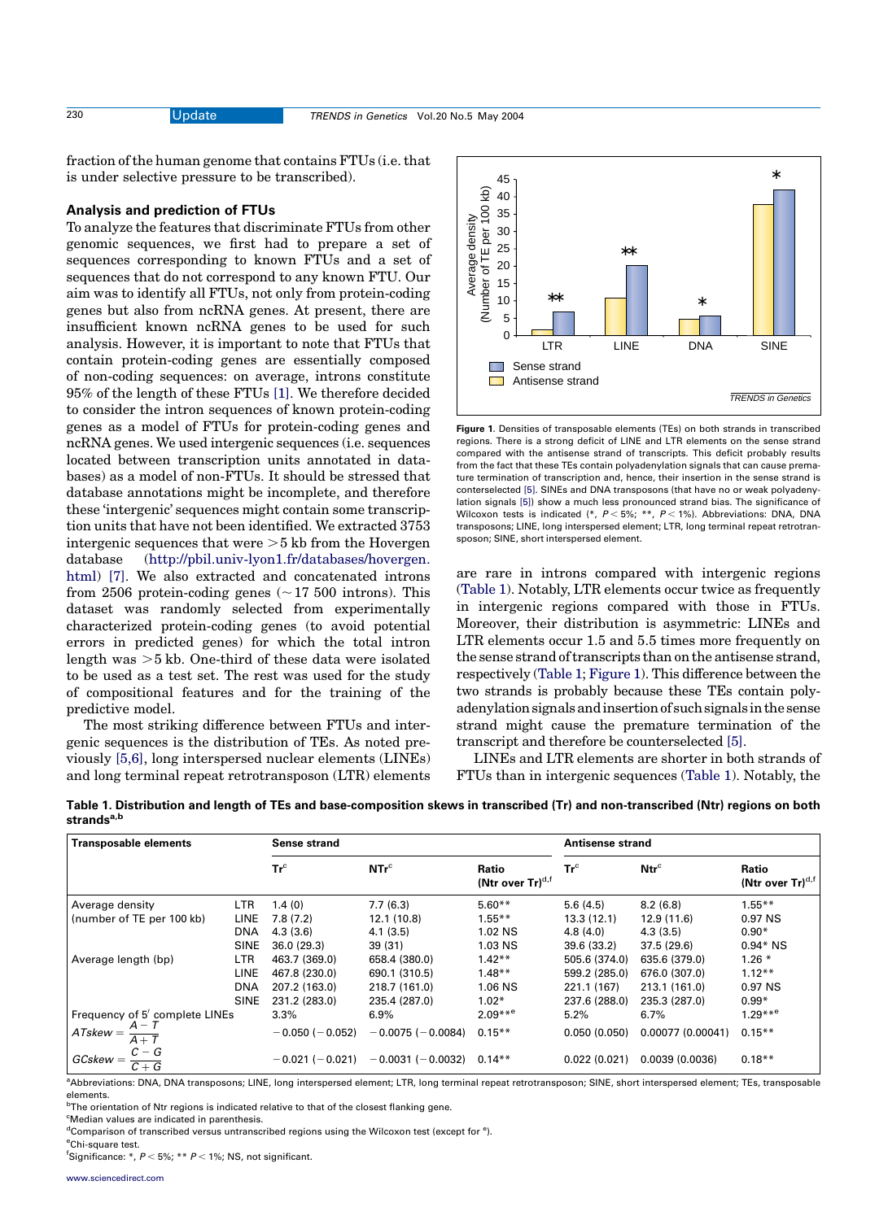fraction of the human genome that contains FTUs (i.e. that is under selective pressure to be transcribed).

### Analysis and prediction of FTUs

To analyze the features that discriminate FTUs from other genomic sequences, we first had to prepare a set of sequences corresponding to known FTUs and a set of sequences that do not correspond to any known FTU. Our aim was to identify all FTUs, not only from protein-coding genes but also from ncRNA genes. At present, there are insufficient known ncRNA genes to be used for such analysis. However, it is important to note that FTUs that contain protein-coding genes are essentially composed of non-coding sequences: on average, introns constitute 95% of the length of these FTUs [1]. We therefore decided to consider the intron sequences of known protein-coding genes as a model of FTUs for protein-coding genes and ncRNA genes. We used intergenic sequences (i.e. sequences located between transcription units annotated in databases) as a model of non-FTUs. It should be stressed that database annotations might be incomplete, and therefore these 'intergenic' sequences might contain some transcription units that have not been identified. We extracted 3753 intergenic sequences that were >5 kb from the Hovergen database (http://pbil.univ-lyon1.fr/databases/hovergen.html) [7]. We also extracted and concatenated introns from 2506 protein-coding genes (~17 500 introns). This dataset was randomly selected from experimentally characterized protein-coding genes (to avoid potential errors in predicted genes) for which the total intron length was >5 kb. One-third of these data were isolated to be used as a test set. The rest was used for the study of compositional features and for the training of the predictive model.

The most striking difference between FTUs and intergenic sequences is the distribution of TEs. As noted previously [5,6], long interspersed nuclear elements (LINEs) and long terminal repeat retrotransposon (LTR) elements are rare in introns compared with intergenic regions (Table 1). Notably, LTR elements occur twice as frequently in intergenic regions compared with those in FTUs. Moreover, their distribution is asymmetric: LINEs and LTR elements occur 1.5 and 5.5 times more frequently on the sense strand of transcripts than on the antisense strand, respectively (Table 1; Figure 1). This difference between the two strands is probably because these TEs contain polyadenylation signals and insertion of such signals in the sense strand might cause the premature termination of the transcript and therefore be counterselected [5].

LINEs and LTR elements are shorter in both strands of FTUs than in intergenic sequences (Table 1). Notably, the

**Figure 1**. Densities of transposable elements (TEs) on both strands in transcribed regions. There is a strong deficit of LINE and LTR elements on the sense strand compared with the antisense strand of transcripts. This deficit probably results from the fact that these TEs contain polyadenylation signals that can cause premature termination of transcription and, hence, their insertion in the sense strand is conterselected [5]. SINEs and DNA transposons (that have no or weak polyadenylation signals [5]) show a much less pronounced strand bias. The significance of Wilcoxon tests is indicated (*, $P < 5\%$; **, $P < 1\%$). Abbreviations: DNA, DNA transposons; LINE, long interspersed element; LTR, long terminal repeat retrotransposon; SINE, short interspersed element.

**Table 1. Distribution and length of TEs and base-composition skews in transcribed (Tr) and non-transcribed (Ntr) regions on both strands[a,b]**

| Transposable elements | | Sense strand | | | Antisense strand | | |
|---|---|---|---|---|---|---|---|
| | | Tr[c] | NTr[c] | Ratio (Ntr over Tr)[d,f] | Tr[c] | Ntr[c] | Ratio (Ntr over Tr)[d,f] |
| Average density | LTR | 1.4 (0) | 7.7 (6.3) | 5.60** | 5.6 (4.5) | 8.2 (6.8) | 1.55** |
| (number of TE per 100 kb) | LINE | 7.8 (7.2) | 12.1 (10.8) | 1.55** | 13.3 (12.1) | 12.9 (11.6) | 0.97 NS |
| | DNA | 4.3 (3.6) | 4.1 (3.5) | 1.02 NS | 4.8 (4.0) | 4.3 (3.5) | 0.90* |
| | SINE | 36.0 (29.3) | 39 (31) | 1.03 NS | 39.6 (33.2) | 37.5 (29.6) | 0.94* NS |
| Average length (bp) | LTR | 463.7 (369.0) | 658.4 (380.0) | 1.42** | 505.6 (374.0) | 635.6 (379.0) | 1.26 * |
| | LINE | 467.8 (230.0) | 690.1 (310.5) | 1.48** | 599.2 (285.0) | 676.0 (307.0) | 1.12** |
| | DNA | 207.2 (163.0) | 218.7 (161.0) | 1.06 NS | 221.1 (167) | 213.1 (161.0) | 0.97 NS |
| | SINE | 231.2 (283.0) | 235.4 (287.0) | 1.02* | 237.6 (288.0) | 235.3 (287.0) | 0.99* |
| Frequency of 5′ complete LINEs | | 3.3% | 6.9% | 2.09**[e] | 5.2% | 6.7% | 1.29**[e] |
| $ATskew = \frac{A-T}{A+T}$ | | −0.050 (−0.052) | −0.0075 (−0.0084) | 0.15** | 0.050 (0.050) | 0.00077 (0.00041) | 0.15** |
| $GCskew = \frac{C-G}{C+G}$ | | −0.021 (−0.021) | −0.0031 (−0.0032) | 0.14** | 0.022 (0.021) | 0.0039 (0.0036) | 0.18** |

[a]Abbreviations: DNA, DNA transposons; LINE, long interspersed element; LTR, long terminal repeat retrotransposon; SINE, short interspersed element; TEs, transposable elements.

[b]The orientation of Ntr regions is indicated relative to that of the closest flanking gene.

[c]Median values are indicated in parenthesis.

[d]Comparison of transcribed versus untranscribed regions using the Wilcoxon test (except for [e]).

[e]Chi-square test.

[f]Significance: *, $P < 5\%$; ** $P < 1\%$; NS, not significant.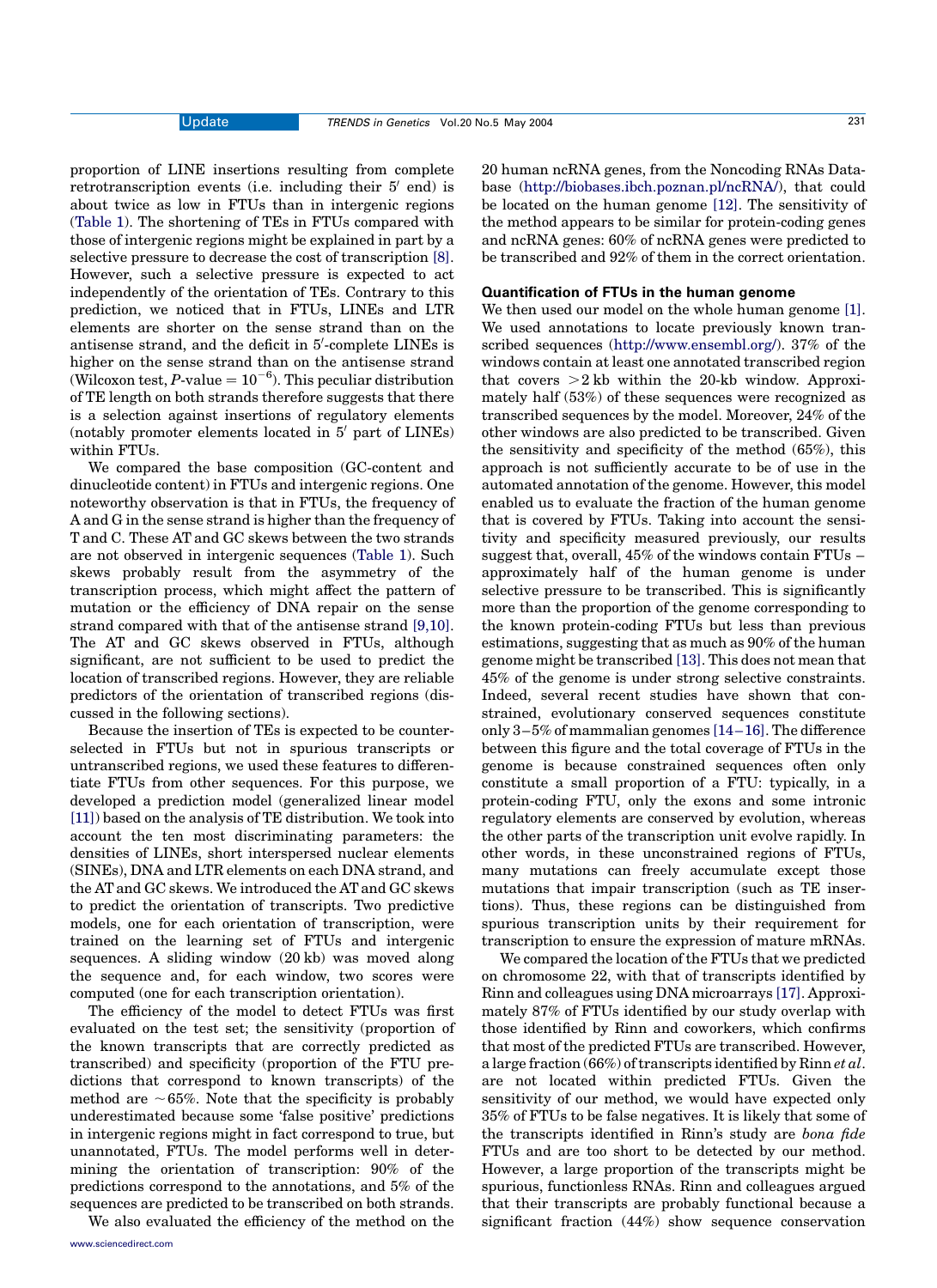proportion of LINE insertions resulting from complete retrotranscription events (i.e. including their 5′ end) is about twice as low in FTUs than in intergenic regions (Table 1). The shortening of TEs in FTUs compared with those of intergenic regions might be explained in part by a selective pressure to decrease the cost of transcription [8]. However, such a selective pressure is expected to act independently of the orientation of TEs. Contrary to this prediction, we noticed that in FTUs, LINEs and LTR elements are shorter on the sense strand than on the antisense strand, and the deficit in 5′-complete LINEs is higher on the sense strand than on the antisense strand (Wilcoxon test, $P$-value $= 10^{-6}$). This peculiar distribution of TE length on both strands therefore suggests that there is a selection against insertions of regulatory elements (notably promoter elements located in 5′ part of LINEs) within FTUs.

We compared the base composition (GC-content and dinucleotide content) in FTUs and intergenic regions. One noteworthy observation is that in FTUs, the frequency of A and G in the sense strand is higher than the frequency of T and C. These AT and GC skews between the two strands are not observed in intergenic sequences (Table 1). Such skews probably result from the asymmetry of the transcription process, which might affect the pattern of mutation or the efficiency of DNA repair on the sense strand compared with that of the antisense strand [9,10]. The AT and GC skews observed in FTUs, although significant, are not sufficient to be used to predict the location of transcribed regions. However, they are reliable predictors of the orientation of transcribed regions (discussed in the following sections).

Because the insertion of TEs is expected to be counter-selected in FTUs but not in spurious transcripts or untranscribed regions, we used these features to differentiate FTUs from other sequences. For this purpose, we developed a prediction model (generalized linear model [11]) based on the analysis of TE distribution. We took into account the ten most discriminating parameters: the densities of LINEs, short interspersed nuclear elements (SINEs), DNA and LTR elements on each DNA strand, and the AT and GC skews. We introduced the AT and GC skews to predict the orientation of transcripts. Two predictive models, one for each orientation of transcription, were trained on the learning set of FTUs and intergenic sequences. A sliding window (20 kb) was moved along the sequence and, for each window, two scores were computed (one for each transcription orientation).

The efficiency of the model to detect FTUs was first evaluated on the test set; the sensitivity (proportion of the known transcripts that are correctly predicted as transcribed) and specificity (proportion of the FTU predictions that correspond to known transcripts) of the method are ~65%. Note that the specificity is probably underestimated because some 'false positive' predictions in intergenic regions might in fact correspond to true, but unannotated, FTUs. The model performs well in determining the orientation of transcription: 90% of the predictions correspond to the annotations, and 5% of the sequences are predicted to be transcribed on both strands.

We also evaluated the efficiency of the method on the 20 human ncRNA genes, from the Noncoding RNAs Database (http://biobases.ibch.poznan.pl/ncRNA/), that could be located on the human genome [12]. The sensitivity of the method appears to be similar for protein-coding genes and ncRNA genes: 60% of ncRNA genes were predicted to be transcribed and 92% of them in the correct orientation.

## Quantification of FTUs in the human genome

We then used our model on the whole human genome [1]. We used annotations to locate previously known transcribed sequences (http://www.ensembl.org/). 37% of the windows contain at least one annotated transcribed region that covers >2 kb within the 20-kb window. Approximately half (53%) of these sequences were recognized as transcribed sequences by the model. Moreover, 24% of the other windows are also predicted to be transcribed. Given the sensitivity and specificity of the method (65%), this approach is not sufficiently accurate to be of use in the automated annotation of the genome. However, this model enabled us to evaluate the fraction of the human genome that is covered by FTUs. Taking into account the sensitivity and specificity measured previously, our results suggest that, overall, 45% of the windows contain FTUs – approximately half of the human genome is under selective pressure to be transcribed. This is significantly more than the proportion of the genome corresponding to the known protein-coding FTUs but less than previous estimations, suggesting that as much as 90% of the human genome might be transcribed [13]. This does not mean that 45% of the genome is under strong selective constraints. Indeed, several recent studies have shown that constrained, evolutionary conserved sequences constitute only 3–5% of mammalian genomes [14–16]. The difference between this figure and the total coverage of FTUs in the genome is because constrained sequences often only constitute a small proportion of a FTU: typically, in a protein-coding FTU, only the exons and some intronic regulatory elements are conserved by evolution, whereas the other parts of the transcription unit evolve rapidly. In other words, in these unconstrained regions of FTUs, many mutations can freely accumulate except those mutations that impair transcription (such as TE insertions). Thus, these regions can be distinguished from spurious transcription units by their requirement for transcription to ensure the expression of mature mRNAs.

We compared the location of the FTUs that we predicted on chromosome 22, with that of transcripts identified by Rinn and colleagues using DNA microarrays [17]. Approximately 87% of FTUs identified by our study overlap with those identified by Rinn and coworkers, which confirms that most of the predicted FTUs are transcribed. However, a large fraction (66%) of transcripts identified by Rinn *et al.* are not located within predicted FTUs. Given the sensitivity of our method, we would have expected only 35% of FTUs to be false negatives. It is likely that some of the transcripts identified in Rinn's study are *bona fide* FTUs and are too short to be detected by our method. However, a large proportion of the transcripts might be spurious, functionless RNAs. Rinn and colleagues argued that their transcripts are probably functional because a significant fraction (44%) show sequence conservation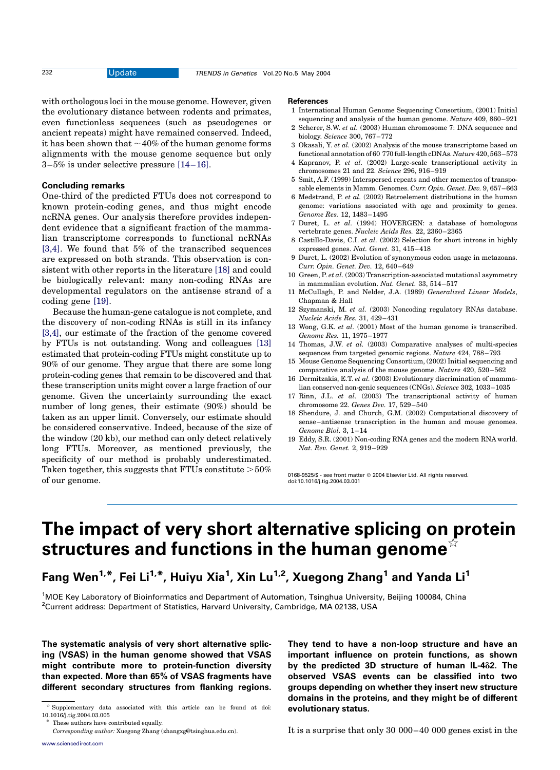with orthologous loci in the mouse genome. However, given the evolutionary distance between rodents and primates, even functionless sequences (such as pseudogenes or ancient repeats) might have remained conserved. Indeed, it has been shown that ~40% of the human genome forms alignments with the mouse genome sequence but only 3–5% is under selective pressure [14–16].

### Concluding remarks

One-third of the predicted FTUs does not correspond to known protein-coding genes, and thus might encode ncRNA genes. Our analysis therefore provides independent evidence that a significant fraction of the mammalian transcriptome corresponds to functional ncRNAs [3,4]. We found that 5% of the transcribed sequences are expressed on both strands. This observation is consistent with other reports in the literature [18] and could be biologically relevant: many non-coding RNAs are developmental regulators on the antisense strand of a coding gene [19].

Because the human-gene catalogue is not complete, and the discovery of non-coding RNAs is still in its infancy [3,4], our estimate of the fraction of the genome covered by FTUs is not outstanding. Wong and colleagues [13] estimated that protein-coding FTUs might constitute up to 90% of our genome. They argue that there are some long protein-coding genes that remain to be discovered and that these transcription units might cover a large fraction of our genome. Given the uncertainty surrounding the exact number of long genes, their estimate (90%) should be taken as an upper limit. Conversely, our estimate should be considered conservative. Indeed, because of the size of the window (20 kb), our method can only detect relatively long FTUs. Moreover, as mentioned previously, the specificity of our method is probably underestimated. Taken together, this suggests that FTUs constitute >50% of our genome.

### References

1 International Human Genome Sequencing Consortium, (2001) Initial sequencing and analysis of the human genome. *Nature* 409, 860–921
2 Scherer, S.W. *et al.* (2003) Human chromosome 7: DNA sequence and biology. *Science* 300, 767–772
3 Okasali, Y. *et al.* (2002) Analysis of the mouse transcriptome based on functional annotation of 60 770 full-length cDNAs. *Nature* 420, 563–573
4 Kapranov, P. *et al.* (2002) Large-scale transcriptional activity in chromosomes 21 and 22. *Science* 296, 916–919
5 Smit, A.F. (1999) Interspersed repeats and other mementos of transposable elements in Mamm. Genomes. *Curr. Opin. Genet. Dev.* 9, 657–663
6 Medstrand, P. *et al.* (2002) Retroelement distributions in the human genome: variations associated with age and proximity to genes. *Genome Res.* 12, 1483–1495
7 Duret, L. *et al.* (1994) HOVERGEN: a database of homologous vertebrate genes. *Nucleic Acids Res.* 22, 2360–2365
8 Castillo-Davis, C.I. *et al.* (2002) Selection for short introns in highly expressed genes. *Nat. Genet.* 31, 415–418
9 Duret, L. (2002) Evolution of synonymous codon usage in metazoans. *Curr. Opin. Genet. Dev.* 12, 640–649
10 Green, P. *et al.* (2003) Transcription-associated mutational asymmetry in mammalian evolution. *Nat. Genet.* 33, 514–517
11 McCullagh, P. and Nelder, J.A. (1989) *Generalized Linear Models*, Chapman & Hall
12 Szymanski, M. *et al.* (2003) Noncoding regulatory RNAs database. *Nucleic Acids Res.* 31, 429–431
13 Wong, G.K. *et al.* (2001) Most of the human genome is transcribed. *Genome Res.* 11, 1975–1977
14 Thomas, J.W. *et al.* (2003) Comparative analyses of multi-species sequences from targeted genomic regions. *Nature* 424, 788–793
15 Mouse Genome Sequencing Consortium, (2002) Initial sequencing and comparative analysis of the mouse genome. *Nature* 420, 520–562
16 Dermitzakis, E.T. *et al.* (2003) Evolutionary discrimination of mammalian conserved non-genic sequences (CNGs). *Science* 302, 1033–1035
17 Rinn, J.L. *et al.* (2003) The transcriptional activity of human chromosome 22. *Genes Dev.* 17, 529–540
18 Shendure, J. and Church, G.M. (2002) Computational discovery of sense–antisense transcription in the human and mouse genomes. *Genome Biol.* 3, 1–14
19 Eddy, S.R. (2001) Non-coding RNA genes and the modern RNA world. *Nat. Rev. Genet.* 2, 919–929

0168-9525/$ - see front matter © 2004 Elsevier Ltd. All rights reserved. doi:10.1016/j.tig.2004.03.001

# The impact of very short alternative splicing on protein structures and functions in the human genome☆

**Fang Wen[1,*], Fei Li[1,*], Huiyu Xia[1], Xin Lu[1,2], Xuegong Zhang[1] and Yanda Li[1]**

[1]MOE Key Laboratory of Bioinformatics and Department of Automation, Tsinghua University, Beijing 100084, China
[2]Current address: Department of Statistics, Harvard University, Cambridge, MA 02138, USA

**The systematic analysis of very short alternative splicing (VSAS) in the human genome showed that VSAS might contribute more to protein-function diversity than expected. More than 65% of VSAS fragments have different secondary structures from flanking regions. They tend to have a non-loop structure and have an important influence on protein functions, as shown by the predicted 3D structure of human IL-4δ2. The observed VSAS events can be classified into two groups depending on whether they insert new structure domains in the proteins, and they might be of different evolutionary status.**

☆ Supplementary data associated with this article can be found at doi: 10.1016/j.tig.2004.03.005

\* These authors have contributed equally.

*Corresponding author:* Xuegong Zhang (zhangxg@tsinghua.edu.cn).

It is a surprise that only 30 000–40 000 genes exist in the